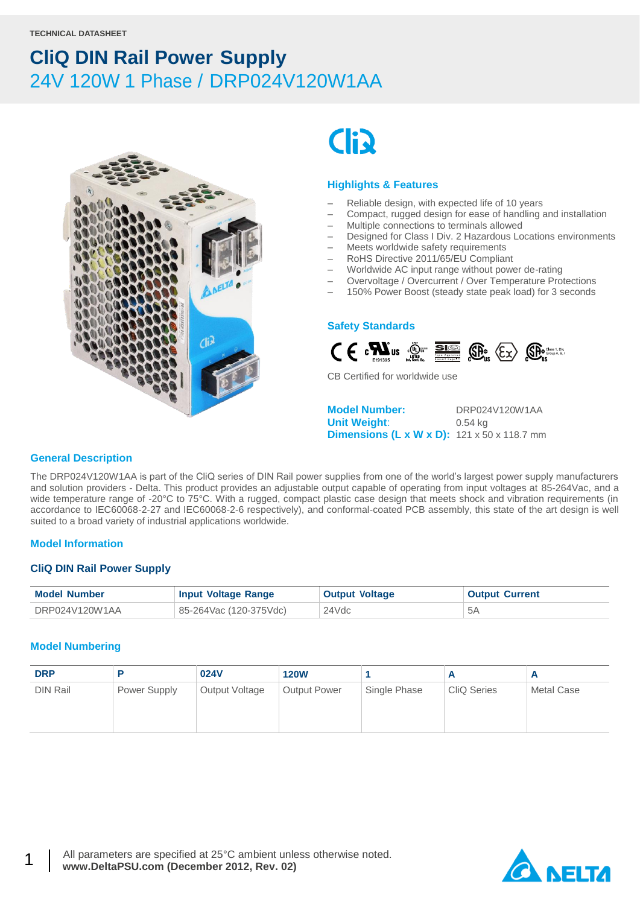TECHNICAL DATASHEET

# CliQ DIN Rail Power Supply

## 24V 120W 1 Phase / DRP024V120W1AA

### Highlights & Features

- Reliable design, with expected life of 10 years
- Compact, rugged design for ease of handling and installation
- Multiple connections to terminals allowed
- Designed for Class I Div. 2 Hazardous Locations environments
- Meets worldwide safety requirements
- RoHS Directive 2011/65/EU Compliant
- Worldwide AC input range without power de-rating
- Overvoltage / Overcurrent / Over Temperature Protections
- 150% Power Boost (steady state peak load) for 3 seconds

### Safety Standards

CB Certified for worldwide use

**Model Number:** DRP024V120W1AA
**Unit Weight:** 0.54 kg
**Dimensions (L x W x D):** 121 x 50 x 118.7 mm

### General Description

The DRP024V120W1AA is part of the CliQ series of DIN Rail power supplies from one of the world's largest power supply manufacturers and solution providers - Delta. This product provides an adjustable output capable of operating from input voltages at 85-264Vac, and a wide temperature range of -20°C to 75°C. With a rugged, compact plastic case design that meets shock and vibration requirements (in accordance to IEC60068-2-27 and IEC60068-2-6 respectively), and conformal-coated PCB assembly, this state of the art design is well suited to a broad variety of industrial applications worldwide.

### Model Information

#### CliQ DIN Rail Power Supply

| Model Number | Input Voltage Range | Output Voltage | Output Current |
|---|---|---|---|
| DRP024V120W1AA | 85-264Vac (120-375Vdc) | 24Vdc | 5A |

### Model Numbering

| DRP | P | 024V | 120W | 1 | A | A |
|---|---|---|---|---|---|---|
| DIN Rail | Power Supply | Output Voltage | Output Power | Single Phase | CliQ Series | Metal Case |

All parameters are specified at 25°C ambient unless otherwise noted.
**www.DeltaPSU.com (December 2012, Rev. 02)**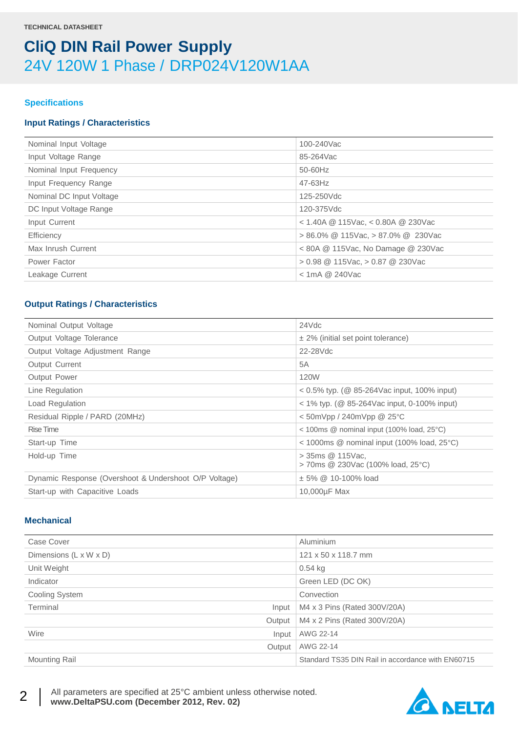TECHNICAL DATASHEET

# CliQ DIN Rail Power Supply

## 24V 120W 1 Phase / DRP024V120W1AA

### Specifications

#### Input Ratings / Characteristics

| | |
|---|---|
| Nominal Input Voltage | 100-240Vac |
| Input Voltage Range | 85-264Vac |
| Nominal Input Frequency | 50-60Hz |
| Input Frequency Range | 47-63Hz |
| Nominal DC Input Voltage | 125-250Vdc |
| DC Input Voltage Range | 120-375Vdc |
| Input Current | < 1.40A @ 115Vac, < 0.80A @ 230Vac |
| Efficiency | > 86.0% @ 115Vac, > 87.0% @ 230Vac |
| Max Inrush Current | < 80A @ 115Vac, No Damage @ 230Vac |
| Power Factor | > 0.98 @ 115Vac, > 0.87 @ 230Vac |
| Leakage Current | < 1mA @ 240Vac |

#### Output Ratings / Characteristics

| | |
|---|---|
| Nominal Output Voltage | 24Vdc |
| Output Voltage Tolerance | ± 2% (initial set point tolerance) |
| Output Voltage Adjustment Range | 22-28Vdc |
| Output Current | 5A |
| Output Power | 120W |
| Line Regulation | < 0.5% typ. (@ 85-264Vac input, 100% input) |
| Load Regulation | < 1% typ. (@ 85-264Vac input, 0-100% input) |
| Residual Ripple / PARD (20MHz) | < 50mVpp / 240mVpp @ 25°C |
| Rise Time | < 100ms @ nominal input (100% load, 25°C) |
| Start-up Time | < 1000ms @ nominal input (100% load, 25°C) |
| Hold-up Time | > 35ms @ 115Vac,<br>> 70ms @ 230Vac (100% load, 25°C) |
| Dynamic Response (Overshoot & Undershoot O/P Voltage) | ± 5% @ 10-100% load |
| Start-up with Capacitive Loads | 10,000µF Max |

#### Mechanical

| | | |
|---|---|---|
| Case Cover | | Aluminium |
| Dimensions (L x W x D) | | 121 x 50 x 118.7 mm |
| Unit Weight | | 0.54 kg |
| Indicator | | Green LED (DC OK) |
| Cooling System | | Convection |
| Terminal | Input | M4 x 3 Pins (Rated 300V/20A) |
| | Output | M4 x 2 Pins (Rated 300V/20A) |
| Wire | Input | AWG 22-14 |
| | Output | AWG 22-14 |
| Mounting Rail | | Standard TS35 DIN Rail in accordance with EN60715 |

All parameters are specified at 25°C ambient unless otherwise noted.
**www.DeltaPSU.com (December 2012, Rev. 02)**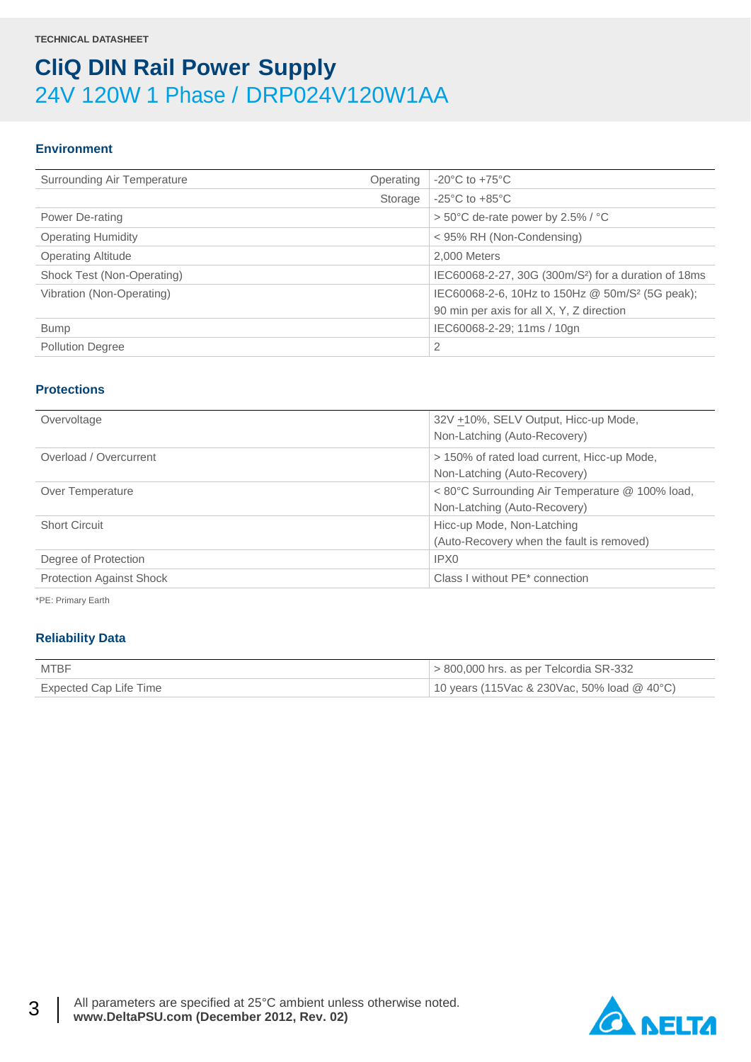TECHNICAL DATASHEET

# CliQ DIN Rail Power Supply

## 24V 120W 1 Phase / DRP024V120W1AA

### Environment

| | | |
|---|---|---|
| Surrounding Air Temperature | Operating | -20°C to +75°C |
| | Storage | -25°C to +85°C |
| Power De-rating | | > 50°C de-rate power by 2.5% / °C |
| Operating Humidity | | < 95% RH (Non-Condensing) |
| Operating Altitude | | 2,000 Meters |
| Shock Test (Non-Operating) | | IEC60068-2-27, 30G (300m/S²) for a duration of 18ms |
| Vibration (Non-Operating) | | IEC60068-2-6, 10Hz to 150Hz @ 50m/S² (5G peak); 90 min per axis for all X, Y, Z direction |
| Bump | | IEC60068-2-29; 11ms / 10gn |
| Pollution Degree | | 2 |

### Protections

| | |
|---|---|
| Overvoltage | 32V ±10%, SELV Output, Hicc-up Mode, Non-Latching (Auto-Recovery) |
| Overload / Overcurrent | > 150% of rated load current, Hicc-up Mode, Non-Latching (Auto-Recovery) |
| Over Temperature | < 80°C Surrounding Air Temperature @ 100% load, Non-Latching (Auto-Recovery) |
| Short Circuit | Hicc-up Mode, Non-Latching (Auto-Recovery when the fault is removed) |
| Degree of Protection | IPX0 |
| Protection Against Shock | Class I without PE* connection |

*PE: Primary Earth

### Reliability Data

| | |
|---|---|
| MTBF | > 800,000 hrs. as per Telcordia SR-332 |
| Expected Cap Life Time | 10 years (115Vac & 230Vac, 50% load @ 40°C) |

All parameters are specified at 25°C ambient unless otherwise noted.
**www.DeltaPSU.com (December 2012, Rev. 02)**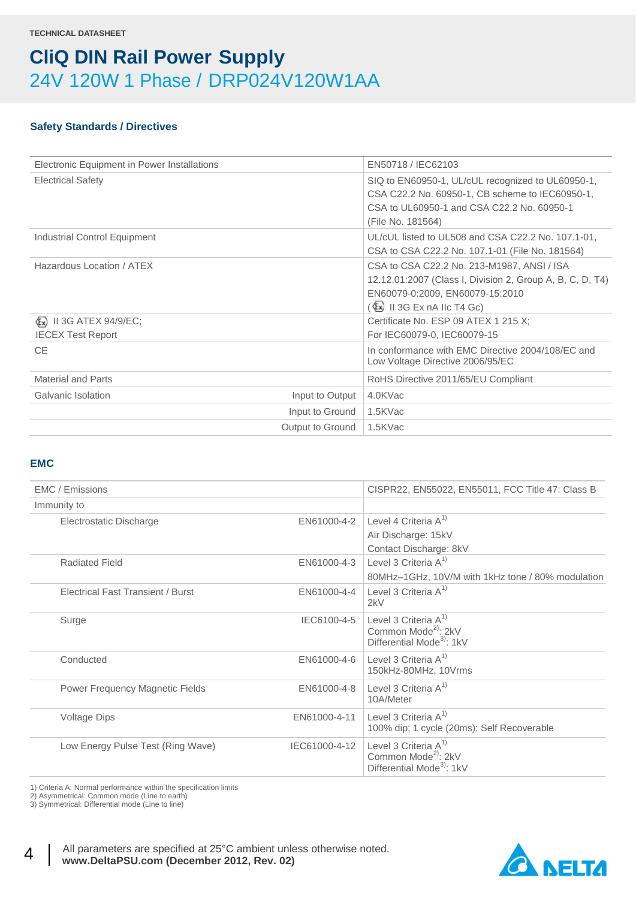TECHNICAL DATASHEET

# CliQ DIN Rail Power Supply
## 24V 120W 1 Phase / DRP024V120W1AA

### Safety Standards / Directives

| | | |
|---|---|---|
| Electronic Equipment in Power Installations | | EN50718 / IEC62103 |
| Electrical Safety | | SIQ to EN60950-1, UL/cUL recognized to UL60950-1, CSA C22.2 No. 60950-1, CB scheme to IEC60950-1, CSA to UL60950-1 and CSA C22.2 No. 60950-1 (File No. 181564) |
| Industrial Control Equipment | | UL/cUL listed to UL508 and CSA C22.2 No. 107.1-01, CSA to CSA C22.2 No. 107.1-01 (File No. 181564) |
| Hazardous Location / ATEX | | CSA to CSA C22.2 No. 213-M1987, ANSI / ISA 12.12.01:2007 (Class I, Division 2, Group A, B, C, D, T4) EN60079-0:2009, EN60079-15:2010 (Ex II 3G Ex nA IIc T4 Gc) |
| Ex II 3G ATEX 94/9/EC; IECEX Test Report | | Certificate No. ESP 09 ATEX 1 215 X; For IEC60079-0, IEC60079-15 |
| CE | | In conformance with EMC Directive 2004/108/EC and Low Voltage Directive 2006/95/EC |
| Material and Parts | | RoHS Directive 2011/65/EU Compliant |
| Galvanic Isolation | Input to Output | 4.0KVac |
| | Input to Ground | 1.5KVac |
| | Output to Ground | 1.5KVac |

### EMC

| | | |
|---|---|---|
| EMC / Emissions | | CISPR22, EN55022, EN55011, FCC Title 47: Class B |
| Immunity to | | |
| Electrostatic Discharge | EN61000-4-2 | Level 4 Criteria A[1]<br>Air Discharge: 15kV<br>Contact Discharge: 8kV |
| Radiated Field | EN61000-4-3 | Level 3 Criteria A[1]<br>80MHz–1GHz, 10V/M with 1kHz tone / 80% modulation |
| Electrical Fast Transient / Burst | EN61000-4-4 | Level 3 Criteria A[1]<br>2kV |
| Surge | IEC6100-4-5 | Level 3 Criteria A[1]<br>Common Mode[2]: 2kV<br>Differential Mode[3]: 1kV |
| Conducted | EN61000-4-6 | Level 3 Criteria A[1]<br>150kHz-80MHz, 10Vrms |
| Power Frequency Magnetic Fields | EN61000-4-8 | Level 3 Criteria A[1]<br>10A/Meter |
| Voltage Dips | EN61000-4-11 | Level 3 Criteria A[1]<br>100% dip; 1 cycle (20ms); Self Recoverable |
| Low Energy Pulse Test (Ring Wave) | IEC61000-4-12 | Level 3 Criteria A[1]<br>Common Mode[2]: 2kV<br>Differential Mode[3]: 1kV |

1) Criteria A: Normal performance within the specification limits
2) Asymmetrical: Common mode (Line to earth)
3) Symmetrical: Differential mode (Line to line)

All parameters are specified at 25°C ambient unless otherwise noted.
**www.DeltaPSU.com (December 2012, Rev. 02)**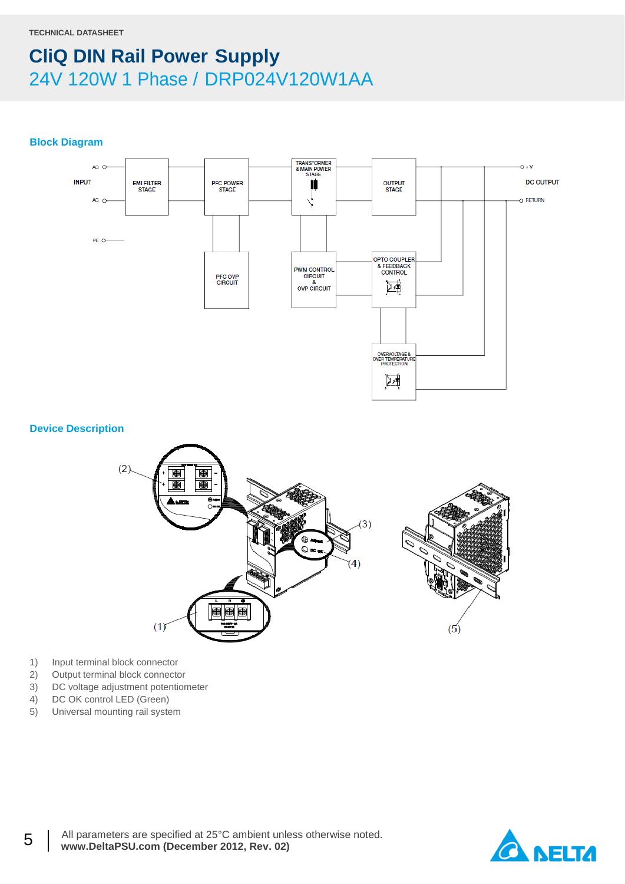## Block Diagram

## Device Description

1) Input terminal block connector
2) Output terminal block connector
3) DC voltage adjustment potentiometer
4) DC OK control LED (Green)
5) Universal mounting rail system

All parameters are specified at 25°C ambient unless otherwise noted.
**www.DeltaPSU.com (December 2012, Rev. 02)**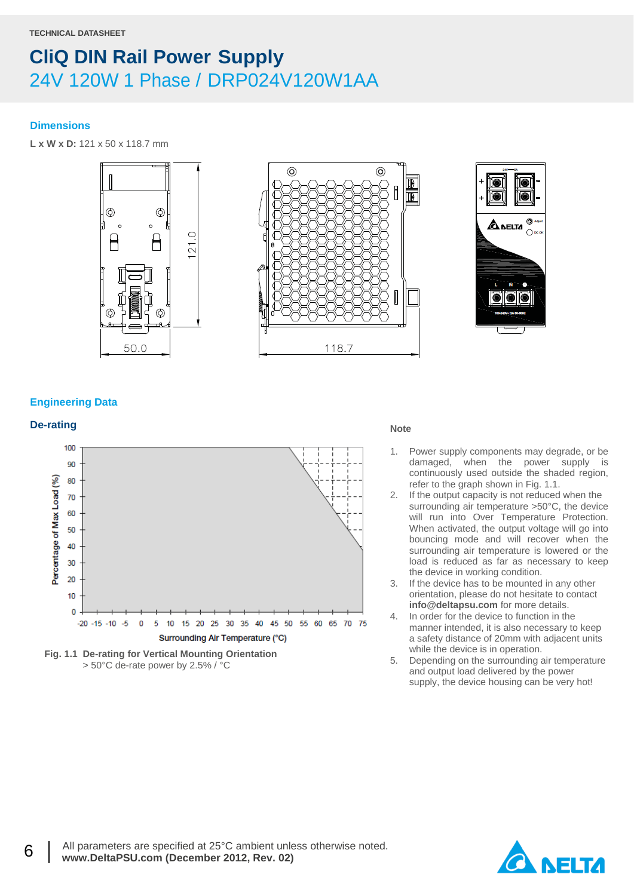TECHNICAL DATASHEET

# CliQ DIN Rail Power Supply

## 24V 120W 1 Phase / DRP024V120W1AA

### Dimensions

**L x W x D:** 121 x 50 x 118.7 mm

### Engineering Data

#### De-rating

Fig. 1.1 De-rating for Vertical Mounting Orientation
> 50°C de-rate power by 2.5% / °C

**Note**

1. Power supply components may degrade, or be damaged, when the power supply is continuously used outside the shaded region, refer to the graph shown in Fig. 1.1.
2. If the output capacity is not reduced when the surrounding air temperature >50°C, the device will run into Over Temperature Protection. When activated, the output voltage will go into bouncing mode and will recover when the surrounding air temperature is lowered or the load is reduced as far as necessary to keep the device in working condition.
3. If the device has to be mounted in any other orientation, please do not hesitate to contact **info@deltapsu.com** for more details.
4. In order for the device to function in the manner intended, it is also necessary to keep a safety distance of 20mm with adjacent units while the device is in operation.
5. Depending on the surrounding air temperature and output load delivered by the power supply, the device housing can be very hot!

All parameters are specified at 25°C ambient unless otherwise noted.
**www.DeltaPSU.com (December 2012, Rev. 02)**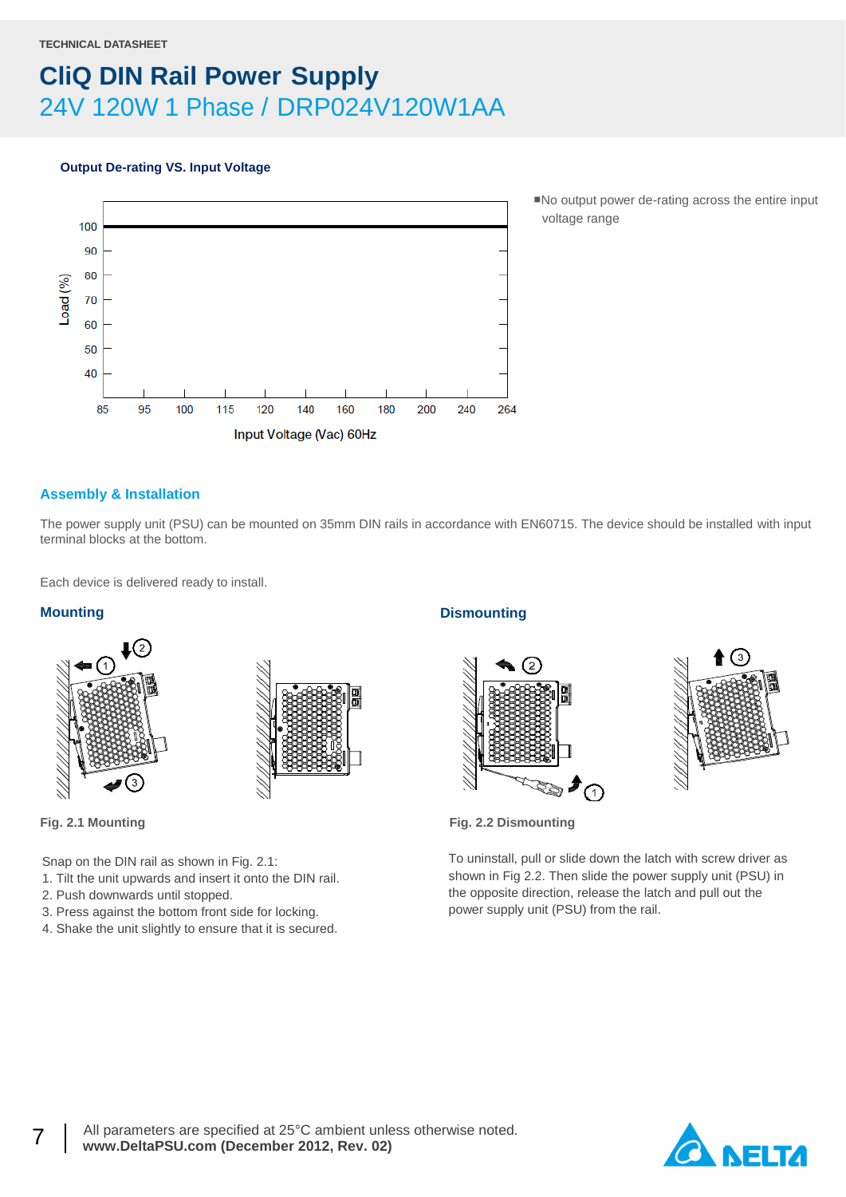### Output De-rating VS. Input Voltage

- No output power de-rating across the entire input voltage range

## Assembly & Installation

The power supply unit (PSU) can be mounted on 35mm DIN rails in accordance with EN60715. The device should be installed with input terminal blocks at the bottom.

Each device is delivered ready to install.

### Mounting

Fig. 2.1 Mounting

Snap on the DIN rail as shown in Fig. 2.1:

1. Tilt the unit upwards and insert it onto the DIN rail.
2. Push downwards until stopped.
3. Press against the bottom front side for locking.
4. Shake the unit slightly to ensure that it is secured.

### Dismounting

Fig. 2.2 Dismounting

To uninstall, pull or slide down the latch with screw driver as shown in Fig 2.2. Then slide the power supply unit (PSU) in the opposite direction, release the latch and pull out the power supply unit (PSU) from the rail.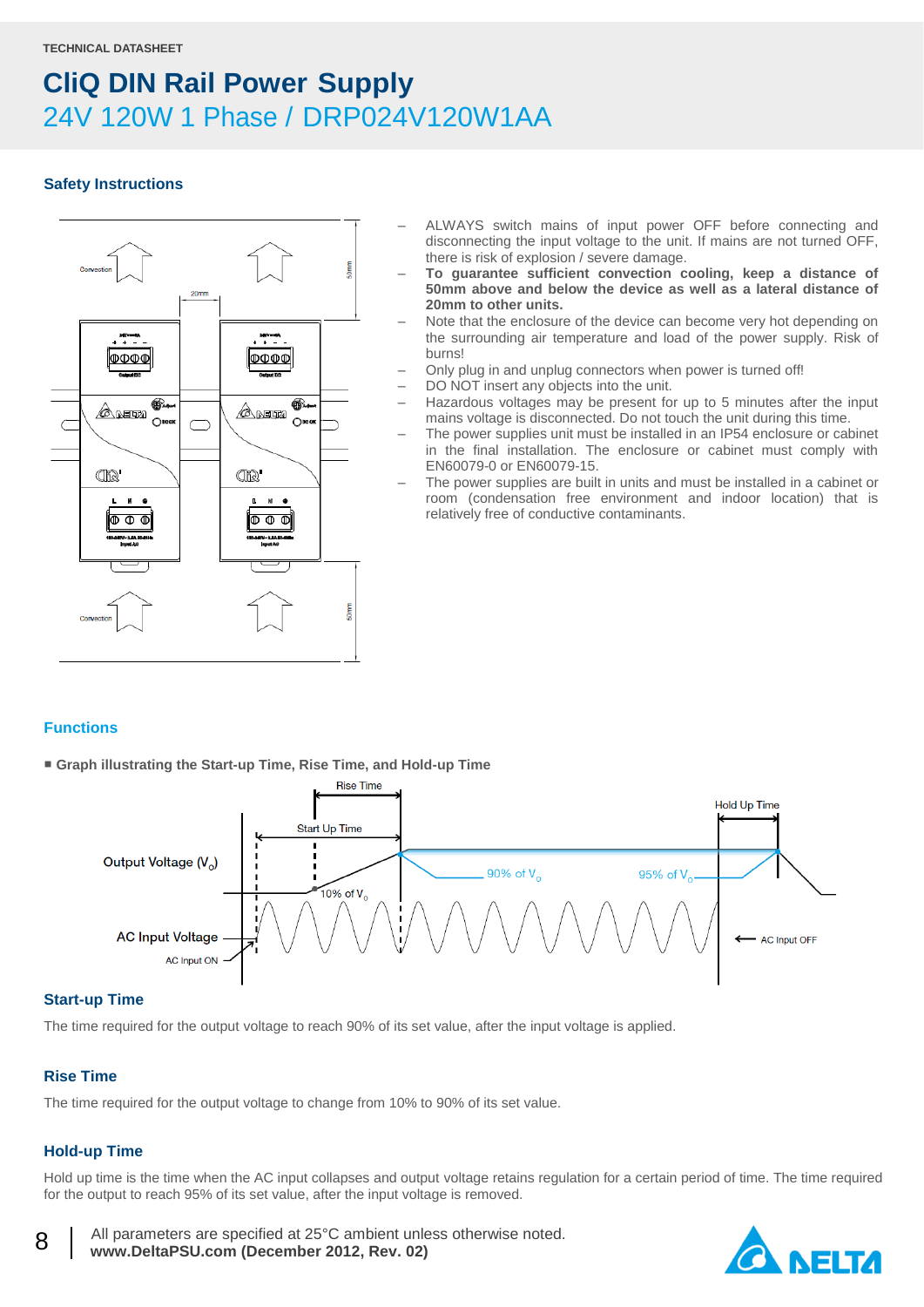## Safety Instructions

- ALWAYS switch mains of input power OFF before connecting and disconnecting the input voltage to the unit. If mains are not turned OFF, there is risk of explosion / severe damage.
- **To guarantee sufficient convection cooling, keep a distance of 50mm above and below the device as well as a lateral distance of 20mm to other units.**
- Note that the enclosure of the device can become very hot depending on the surrounding air temperature and load of the power supply. Risk of burns!
- Only plug in and unplug connectors when power is turned off!
- DO NOT insert any objects into the unit.
- Hazardous voltages may be present for up to 5 minutes after the input mains voltage is disconnected. Do not touch the unit during this time.
- The power supplies unit must be installed in an IP54 enclosure or cabinet in the final installation. The enclosure or cabinet must comply with EN60079-0 or EN60079-15.
- The power supplies are built in units and must be installed in a cabinet or room (condensation free environment and indoor location) that is relatively free of conductive contaminants.

## Functions

- **Graph illustrating the Start-up Time, Rise Time, and Hold-up Time**

### Start-up Time

The time required for the output voltage to reach 90% of its set value, after the input voltage is applied.

### Rise Time

The time required for the output voltage to change from 10% to 90% of its set value.

### Hold-up Time

Hold up time is the time when the AC input collapses and output voltage retains regulation for a certain period of time. The time required for the output to reach 95% of its set value, after the input voltage is removed.

All parameters are specified at 25°C ambient unless otherwise noted.
**www.DeltaPSU.com (December 2012, Rev. 02)**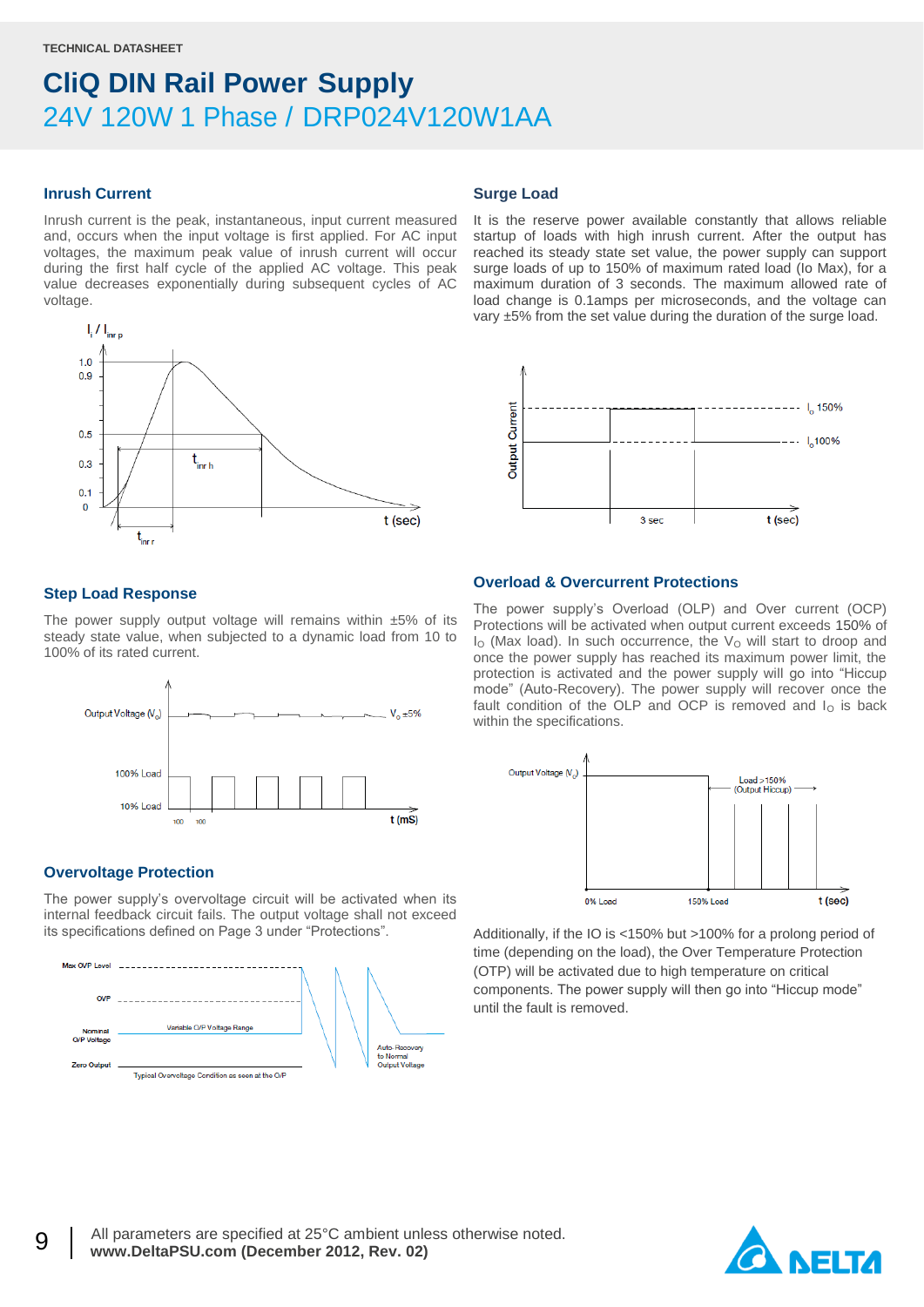TECHNICAL DATASHEET

# CliQ DIN Rail Power Supply

## 24V 120W 1 Phase / DRP024V120W1AA

### Inrush Current

Inrush current is the peak, instantaneous, input current measured and, occurs when the input voltage is first applied. For AC input voltages, the maximum peak value of inrush current will occur during the first half cycle of the applied AC voltage. This peak value decreases exponentially during subsequent cycles of AC voltage.

### Surge Load

It is the reserve power available constantly that allows reliable startup of loads with high inrush current. After the output has reached its steady state set value, the power supply can support surge loads of up to 150% of maximum rated load (Io Max), for a maximum duration of 3 seconds. The maximum allowed rate of load change is 0.1amps per microseconds, and the voltage can vary ±5% from the set value during the duration of the surge load.

### Step Load Response

The power supply output voltage will remains within ±5% of its steady state value, when subjected to a dynamic load from 10 to 100% of its rated current.

### Overload & Overcurrent Protections

The power supply's Overload (OLP) and Over current (OCP) Protections will be activated when output current exceeds 150% of $I_O$ (Max load). In such occurrence, the $V_O$ will start to droop and once the power supply has reached its maximum power limit, the protection is activated and the power supply will go into "Hiccup mode" (Auto-Recovery). The power supply will recover once the fault condition of the OLP and OCP is removed and $I_O$ is back within the specifications.

Additionally, if the IO is <150% but >100% for a prolong period of time (depending on the load), the Over Temperature Protection (OTP) will be activated due to high temperature on critical components. The power supply will then go into "Hiccup mode" until the fault is removed.

### Overvoltage Protection

The power supply's overvoltage circuit will be activated when its internal feedback circuit fails. The output voltage shall not exceed its specifications defined on Page 3 under "Protections".

All parameters are specified at 25°C ambient unless otherwise noted.
**www.DeltaPSU.com (December 2012, Rev. 02)**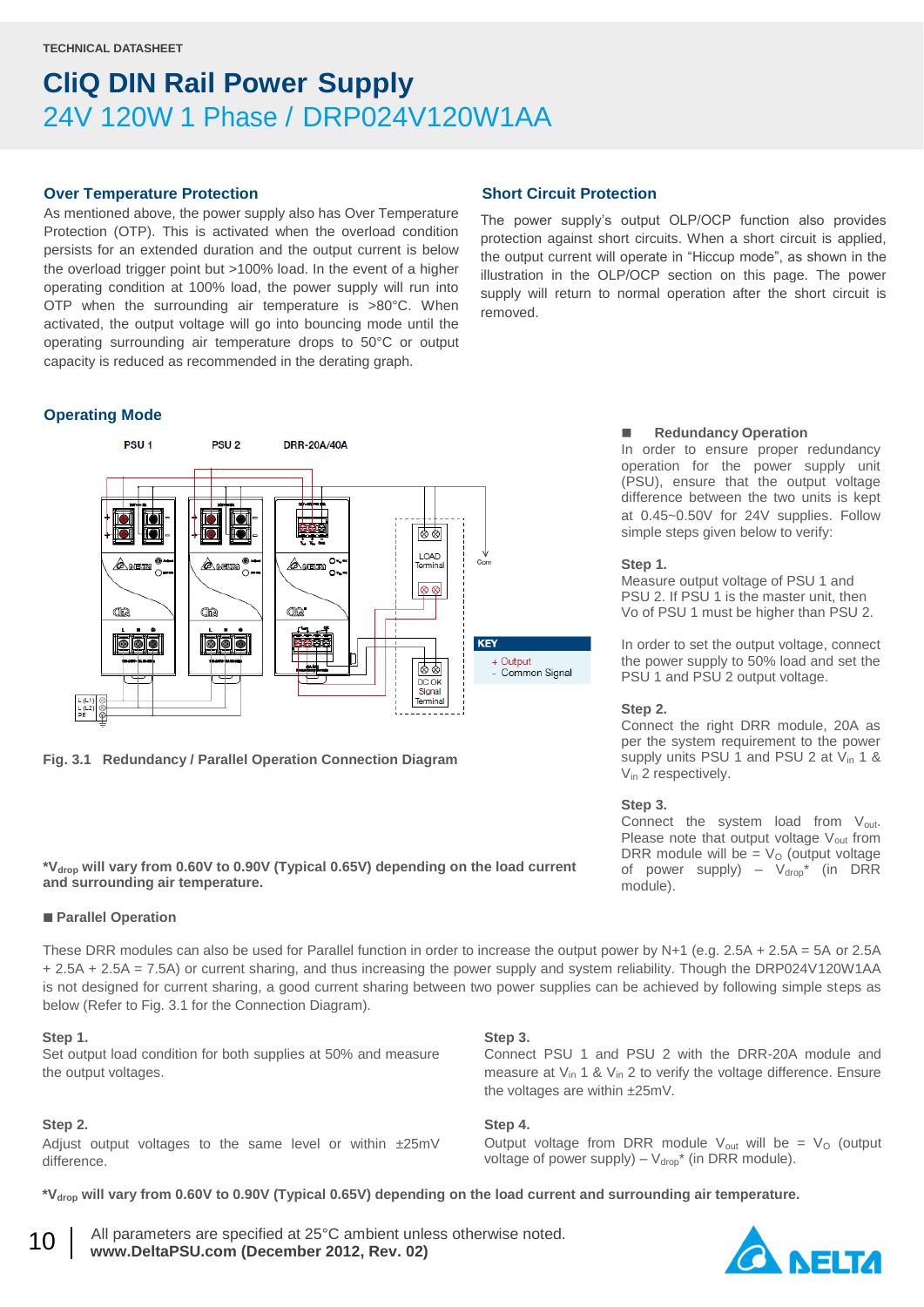# CliQ DIN Rail Power Supply

## 24V 120W 1 Phase / DRP024V120W1AA

### Over Temperature Protection

As mentioned above, the power supply also has Over Temperature Protection (OTP). This is activated when the overload condition persists for an extended duration and the output current is below the overload trigger point but >100% load. In the event of a higher operating condition at 100% load, the power supply will run into OTP when the surrounding air temperature is >80°C. When activated, the output voltage will go into bouncing mode until the operating surrounding air temperature drops to 50°C or output capacity is reduced as recommended in the derating graph.

### Short Circuit Protection

The power supply's output OLP/OCP function also provides protection against short circuits. When a short circuit is applied, the output current will operate in "Hiccup mode", as shown in the illustration in the OLP/OCP section on this page. The power supply will return to normal operation after the short circuit is removed.

### Operating Mode

**Fig. 3.1 Redundancy / Parallel Operation Connection Diagram**

**$^*V_{drop}$ will vary from 0.60V to 0.90V (Typical 0.65V) depending on the load current and surrounding air temperature.**

■ **Redundancy Operation**

In order to ensure proper redundancy operation for the power supply unit (PSU), ensure that the output voltage difference between the two units is kept at 0.45~0.50V for 24V supplies. Follow simple steps given below to verify:

**Step 1.**
Measure output voltage of PSU 1 and PSU 2. If PSU 1 is the master unit, then Vo of PSU 1 must be higher than PSU 2.

In order to set the output voltage, connect the power supply to 50% load and set the PSU 1 and PSU 2 output voltage.

**Step 2.**
Connect the right DRR module, 20A as per the system requirement to the power supply units PSU 1 and PSU 2 at $V_{in}$ 1 & $V_{in}$ 2 respectively.

**Step 3.**
Connect the system load from $V_{out}$. Please note that output voltage $V_{out}$ from DRR module will be = $V_O$ (output voltage of power supply) – $V_{drop}$* (in DRR module).

■ **Parallel Operation**

These DRR modules can also be used for Parallel function in order to increase the output power by N+1 (e.g. 2.5A + 2.5A = 5A or 2.5A + 2.5A + 2.5A = 7.5A) or current sharing, and thus increasing the power supply and system reliability. Though the DRP024V120W1AA is not designed for current sharing, a good current sharing between two power supplies can be achieved by following simple steps as below (Refer to Fig. 3.1 for the Connection Diagram).

**Step 1.**
Set output load condition for both supplies at 50% and measure the output voltages.

**Step 2.**
Adjust output voltages to the same level or within ±25mV difference.

**Step 3.**
Connect PSU 1 and PSU 2 with the DRR-20A module and measure at $V_{in}$ 1 & $V_{in}$ 2 to verify the voltage difference. Ensure the voltages are within ±25mV.

**Step 4.**
Output voltage from DRR module $V_{out}$ will be = $V_O$ (output voltage of power supply) – $V_{drop}$* (in DRR module).

**$^*V_{drop}$ will vary from 0.60V to 0.90V (Typical 0.65V) depending on the load current and surrounding air temperature.**

All parameters are specified at 25°C ambient unless otherwise noted.
**www.DeltaPSU.com (December 2012, Rev. 02)**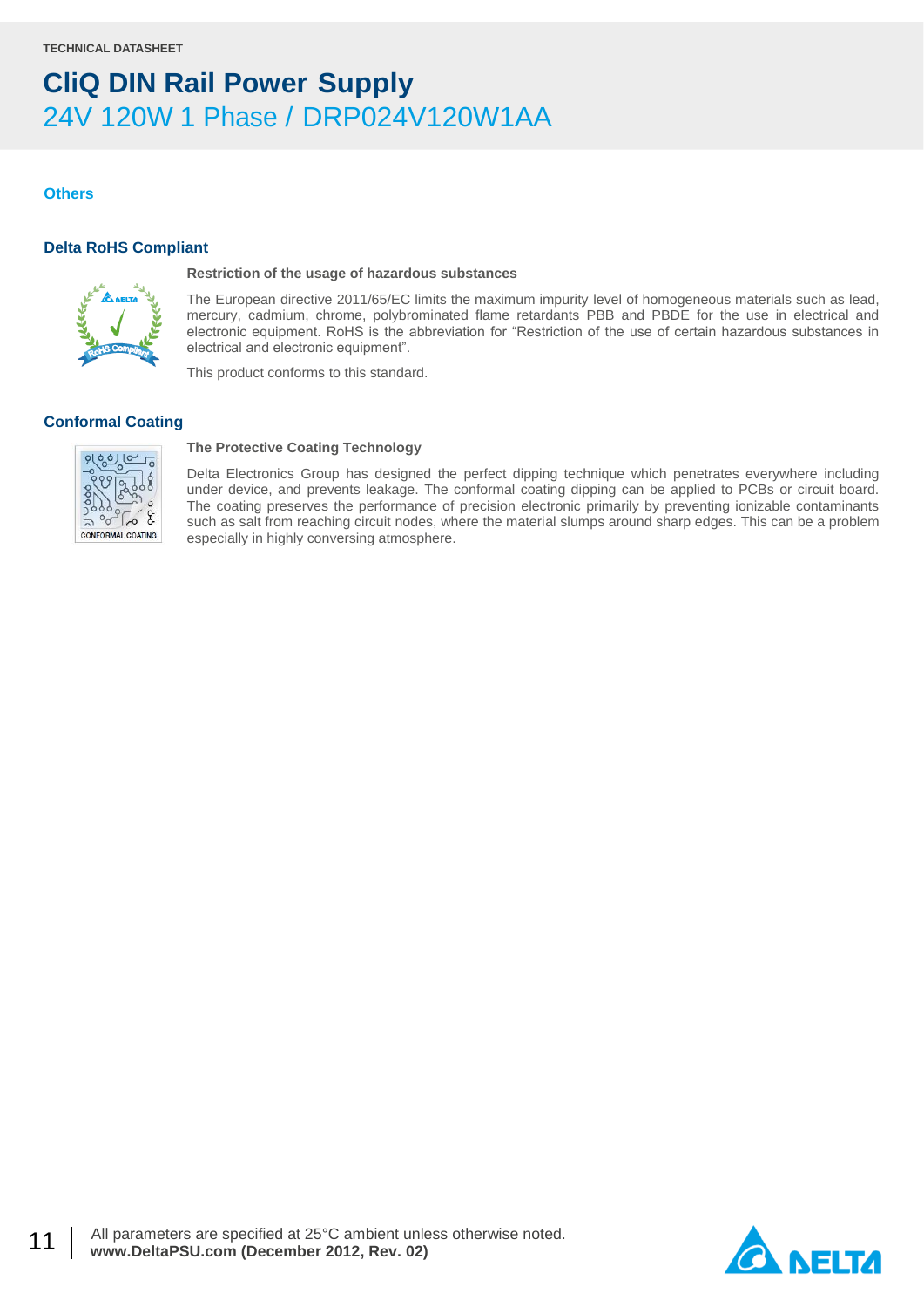## Others

### Delta RoHS Compliant

**Restriction of the usage of hazardous substances**

The European directive 2011/65/EC limits the maximum impurity level of homogeneous materials such as lead, mercury, cadmium, chrome, polybrominated flame retardants PBB and PBDE for the use in electrical and electronic equipment. RoHS is the abbreviation for "Restriction of the use of certain hazardous substances in electrical and electronic equipment".

This product conforms to this standard.

### Conformal Coating

**The Protective Coating Technology**

Delta Electronics Group has designed the perfect dipping technique which penetrates everywhere including under device, and prevents leakage. The conformal coating dipping can be applied to PCBs or circuit board. The coating preserves the performance of precision electronic primarily by preventing ionizable contaminants such as salt from reaching circuit nodes, where the material slumps around sharp edges. This can be a problem especially in highly conversing atmosphere.